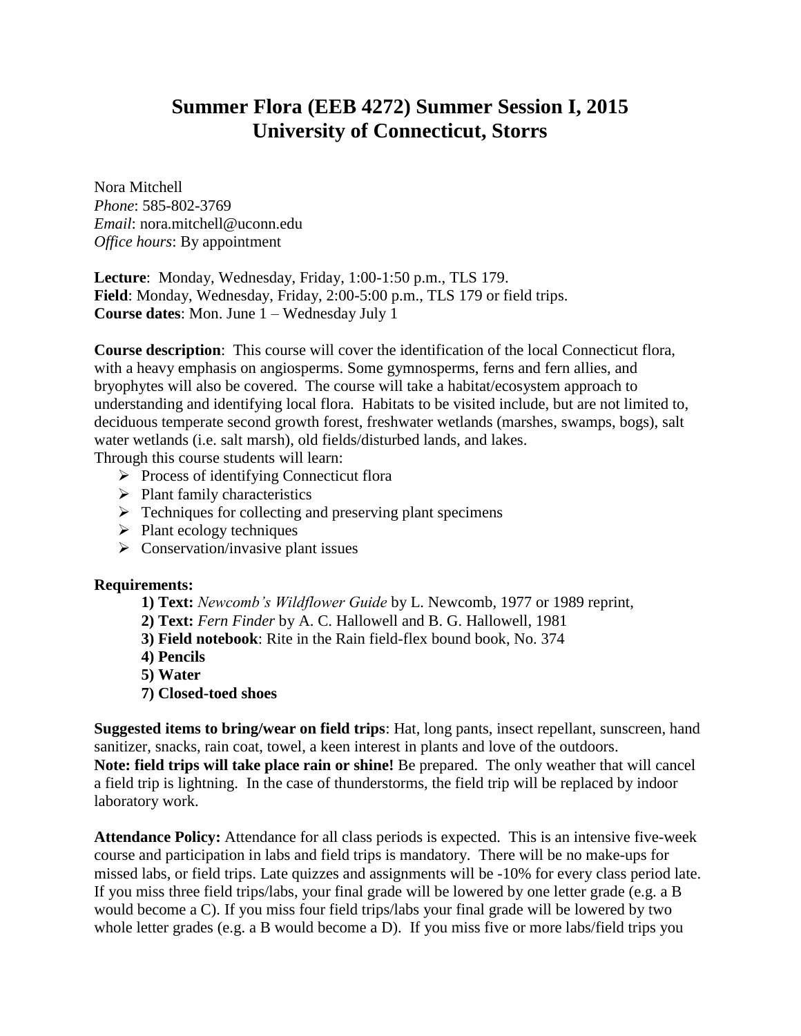# Summer Flora (EEB 4272) Summer Session I, 2015
# University of Connecticut, Storrs

Nora Mitchell
*Phone*: 585-802-3769
*Email*: nora.mitchell@uconn.edu
*Office hours*: By appointment

**Lecture**: Monday, Wednesday, Friday, 1:00-1:50 p.m., TLS 179.
**Field**: Monday, Wednesday, Friday, 2:00-5:00 p.m., TLS 179 or field trips.
**Course dates**: Mon. June 1 – Wednesday July 1

**Course description**: This course will cover the identification of the local Connecticut flora, with a heavy emphasis on angiosperms. Some gymnosperms, ferns and fern allies, and bryophytes will also be covered. The course will take a habitat/ecosystem approach to understanding and identifying local flora. Habitats to be visited include, but are not limited to, deciduous temperate second growth forest, freshwater wetlands (marshes, swamps, bogs), salt water wetlands (i.e. salt marsh), old fields/disturbed lands, and lakes.
Through this course students will learn:

- Process of identifying Connecticut flora
- Plant family characteristics
- Techniques for collecting and preserving plant specimens
- Plant ecology techniques
- Conservation/invasive plant issues

**Requirements:**

**1) Text:** *Newcomb's Wildflower Guide* by L. Newcomb, 1977 or 1989 reprint,
**2) Text:** *Fern Finder* by A. C. Hallowell and B. G. Hallowell, 1981
**3) Field notebook**: Rite in the Rain field-flex bound book, No. 374
**4) Pencils**
**5) Water**
**7) Closed-toed shoes**

**Suggested items to bring/wear on field trips**: Hat, long pants, insect repellant, sunscreen, hand sanitizer, snacks, rain coat, towel, a keen interest in plants and love of the outdoors.
**Note: field trips will take place rain or shine!** Be prepared. The only weather that will cancel a field trip is lightning. In the case of thunderstorms, the field trip will be replaced by indoor laboratory work.

**Attendance Policy:** Attendance for all class periods is expected. This is an intensive five-week course and participation in labs and field trips is mandatory. There will be no make-ups for missed labs, or field trips. Late quizzes and assignments will be -10% for every class period late. If you miss three field trips/labs, your final grade will be lowered by one letter grade (e.g. a B would become a C). If you miss four field trips/labs your final grade will be lowered by two whole letter grades (e.g. a B would become a D). If you miss five or more labs/field trips you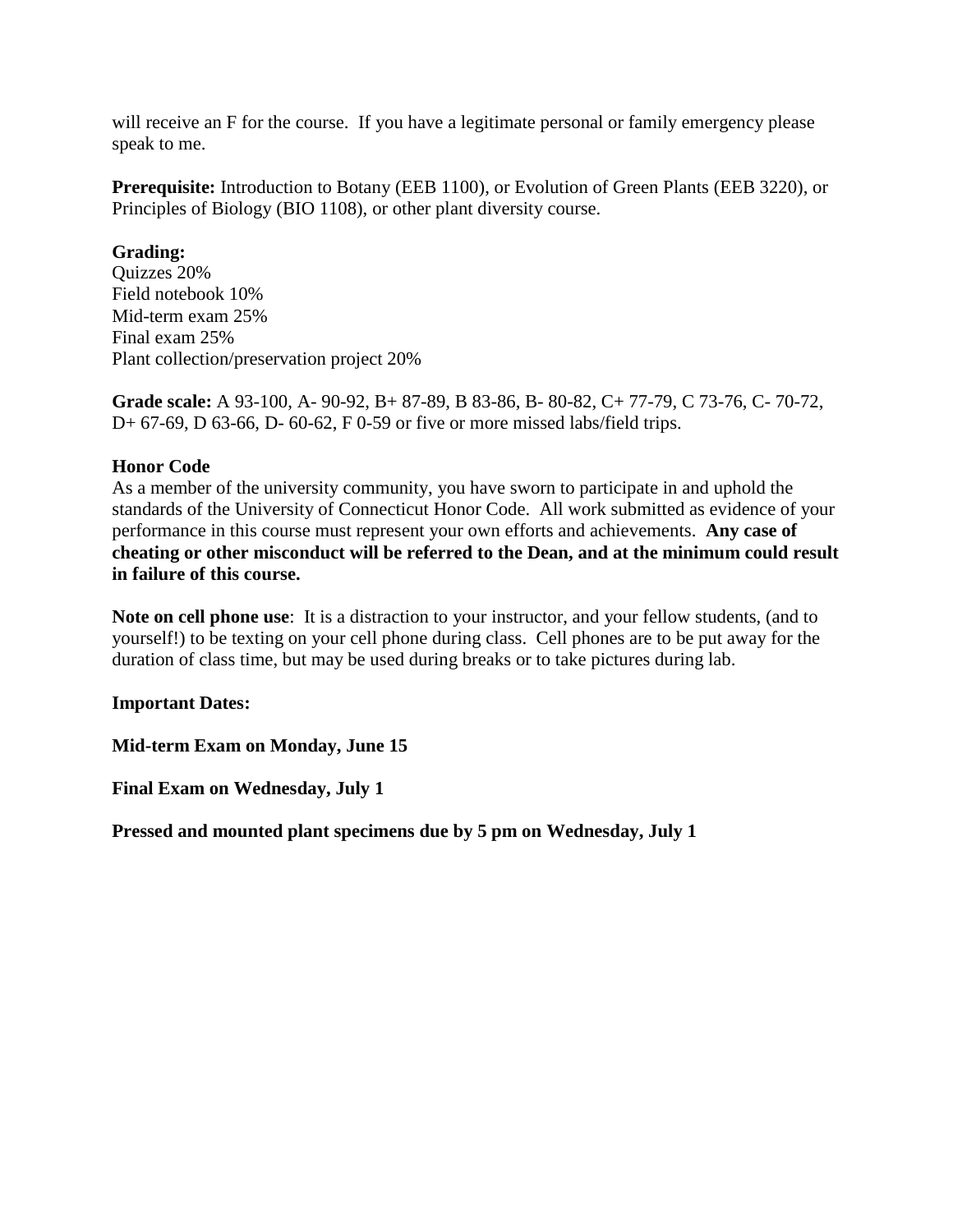will receive an F for the course. If you have a legitimate personal or family emergency please speak to me.

**Prerequisite:** Introduction to Botany (EEB 1100), or Evolution of Green Plants (EEB 3220), or Principles of Biology (BIO 1108), or other plant diversity course.

**Grading:**
Quizzes 20%
Field notebook 10%
Mid-term exam 25%
Final exam 25%
Plant collection/preservation project 20%

**Grade scale:** A 93-100, A- 90-92, B+ 87-89, B 83-86, B- 80-82, C+ 77-79, C 73-76, C- 70-72, D+ 67-69, D 63-66, D- 60-62, F 0-59 or five or more missed labs/field trips.

**Honor Code**
As a member of the university community, you have sworn to participate in and uphold the standards of the University of Connecticut Honor Code. All work submitted as evidence of your performance in this course must represent your own efforts and achievements. **Any case of cheating or other misconduct will be referred to the Dean, and at the minimum could result in failure of this course.**

**Note on cell phone use**: It is a distraction to your instructor, and your fellow students, (and to yourself!) to be texting on your cell phone during class. Cell phones are to be put away for the duration of class time, but may be used during breaks or to take pictures during lab.

**Important Dates:**

**Mid-term Exam on Monday, June 15**

**Final Exam on Wednesday, July 1**

**Pressed and mounted plant specimens due by 5 pm on Wednesday, July 1**